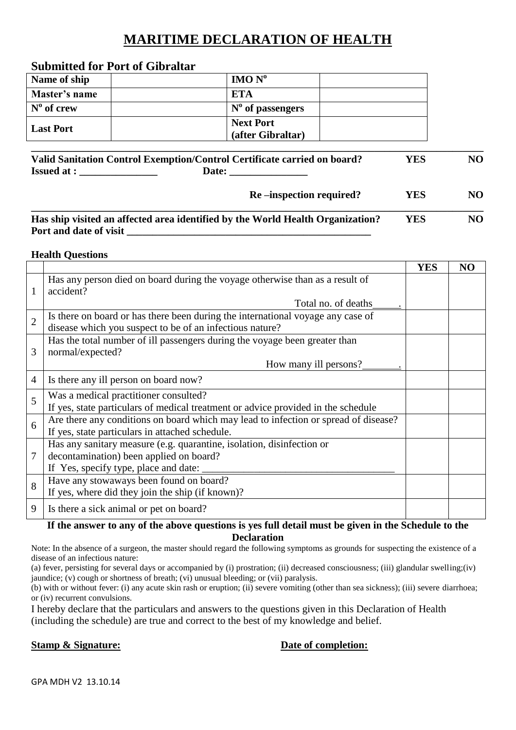# MARITIME DECLARATION OF HEALTH

## Submitted for Port of Gibraltar

| Name of ship | | IMO N$^o$ | |
|---|---|---|---|
| Master's name | | ETA | |
| N$^o$ of crew | | N$^o$ of passengers | |
| Last Port | | Next Port (after Gibraltar) | |

**Valid Sanitation Control Exemption/Control Certificate carried on board?** **YES** **NO**
**Issued at : _______________ Date: _______________**

**Re –inspection required?** **YES** **NO**

**Has ship visited an affected area identified by the World Health Organization?** **YES** **NO**
**Port and date of visit _______________________________________________**

**Health Questions**

| | | YES | NO |
|---|---|---|---|
| 1 | Has any person died on board during the voyage otherwise than as a result of accident? Total no. of deaths_____. | | |
| 2 | Is there on board or has there been during the international voyage any case of disease which you suspect to be of an infectious nature? | | |
| 3 | Has the total number of ill passengers during the voyage been greater than normal/expected? How many ill persons?_______. | | |
| 4 | Is there any ill person on board now? | | |
| 5 | Was a medical practitioner consulted? If yes, state particulars of medical treatment or advice provided in the schedule | | |
| 6 | Are there any conditions on board which may lead to infection or spread of disease? If yes, state particulars in attached schedule. | | |
| 7 | Has any sanitary measure (e.g. quarantine, isolation, disinfection or decontamination) been applied on board? If Yes, specify type, place and date: _____________________________________ | | |
| 8 | Have any stowaways been found on board? If yes, where did they join the ship (if known)? | | |
| 9 | Is there a sick animal or pet on board? | | |

**If the answer to any of the above questions is yes full detail must be given in the Schedule to the Declaration**

Note: In the absence of a surgeon, the master should regard the following symptoms as grounds for suspecting the existence of a disease of an infectious nature:

(a) fever, persisting for several days or accompanied by (i) prostration; (ii) decreased consciousness; (iii) glandular swelling;(iv) jaundice; (v) cough or shortness of breath; (vi) unusual bleeding; or (vii) paralysis.

(b) with or without fever: (i) any acute skin rash or eruption; (ii) severe vomiting (other than sea sickness); (iii) severe diarrhoea; or (iv) recurrent convulsions.

I hereby declare that the particulars and answers to the questions given in this Declaration of Health (including the schedule) are true and correct to the best of my knowledge and belief.

**Stamp & Signature:** **Date of completion:**

GPA MDH V2 13.10.14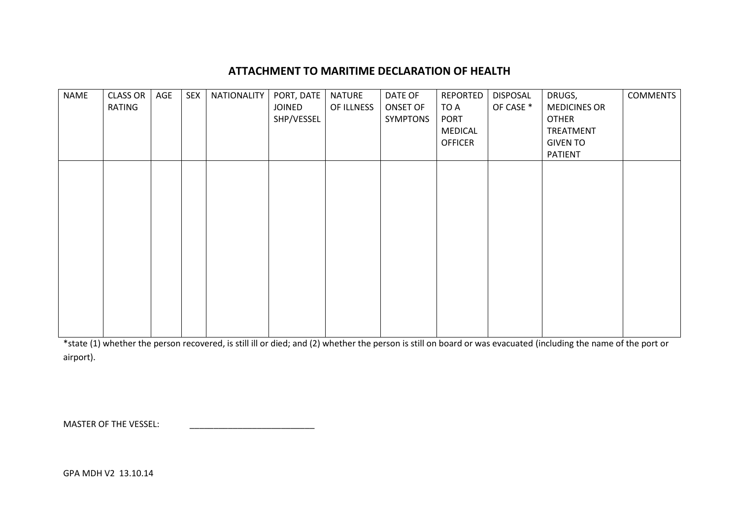# ATTACHMENT TO MARITIME DECLARATION OF HEALTH

| NAME | CLASS OR RATING | AGE | SEX | NATIONALITY | PORT, DATE JOINED SHP/VESSEL | NATURE OF ILLNESS | DATE OF ONSET OF SYMPTONS | REPORTED TO A PORT MEDICAL OFFICER | DISPOSAL OF CASE * | DRUGS, MEDICINES OR OTHER TREATMENT GIVEN TO PATIENT | COMMENTS |
|---|---|---|---|---|---|---|---|---|---|---|---|
| | | | | | | | | | | | |

*state (1) whether the person recovered, is still ill or died; and (2) whether the person is still on board or was evacuated (including the name of the port or airport).

MASTER OF THE VESSEL: __________________________

GPA MDH V2 13.10.14